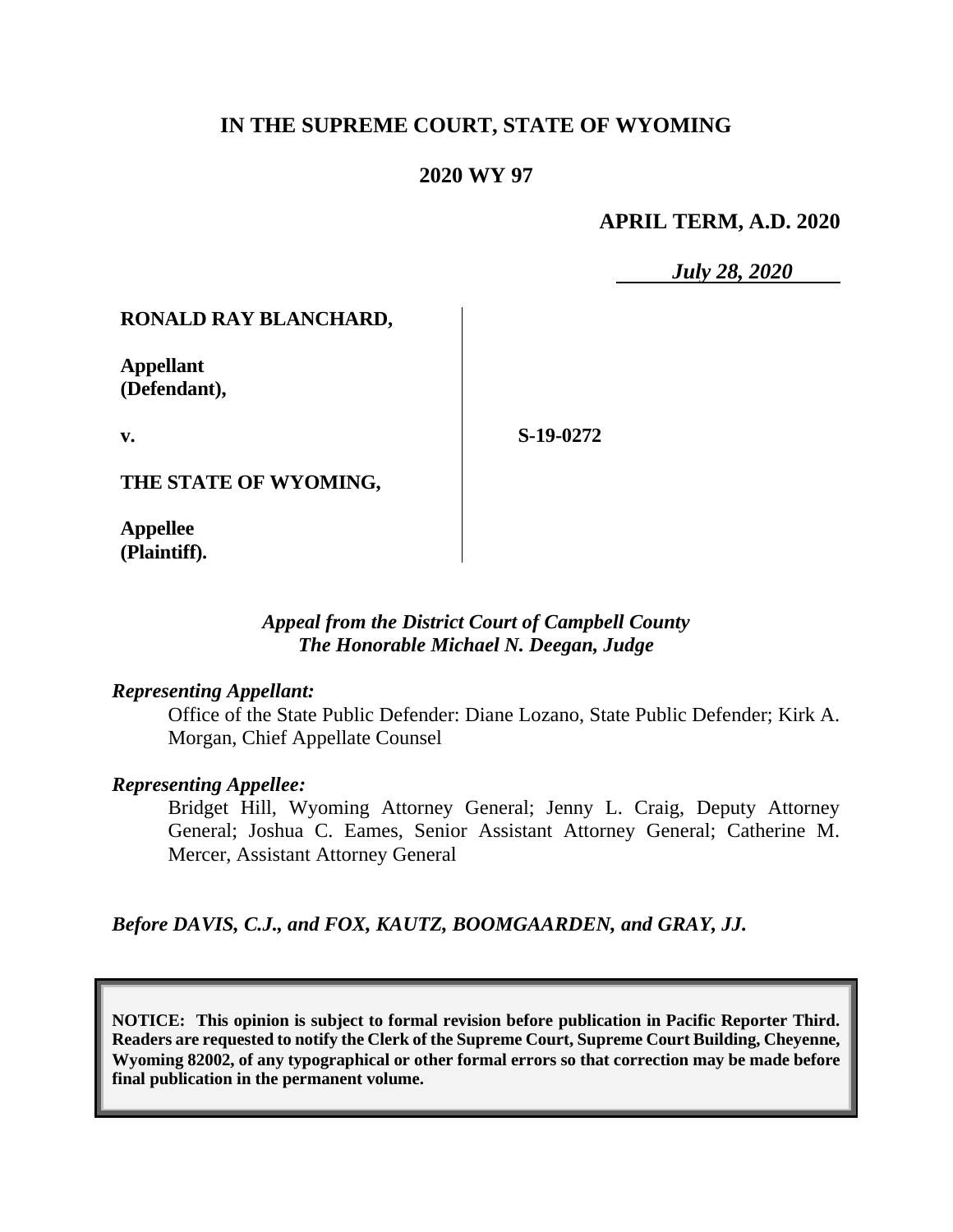**IN THE SUPREME COURT, STATE OF WYOMING**

**2020 WY 97**

**APRIL TERM, A.D. 2020**

*July 28, 2020*

**RONALD RAY BLANCHARD,**

**Appellant (Defendant),**

**v.**

**THE STATE OF WYOMING,**

**Appellee (Plaintiff).**

**S-19-0272**

*Appeal from the District Court of Campbell County*
*The Honorable Michael N. Deegan, Judge*

*Representing Appellant:*

Office of the State Public Defender: Diane Lozano, State Public Defender; Kirk A. Morgan, Chief Appellate Counsel

*Representing Appellee:*

Bridget Hill, Wyoming Attorney General; Jenny L. Craig, Deputy Attorney General; Joshua C. Eames, Senior Assistant Attorney General; Catherine M. Mercer, Assistant Attorney General

*Before DAVIS, C.J., and FOX, KAUTZ, BOOMGAARDEN, and GRAY, JJ.*

**NOTICE: This opinion is subject to formal revision before publication in Pacific Reporter Third. Readers are requested to notify the Clerk of the Supreme Court, Supreme Court Building, Cheyenne, Wyoming 82002, of any typographical or other formal errors so that correction may be made before final publication in the permanent volume.**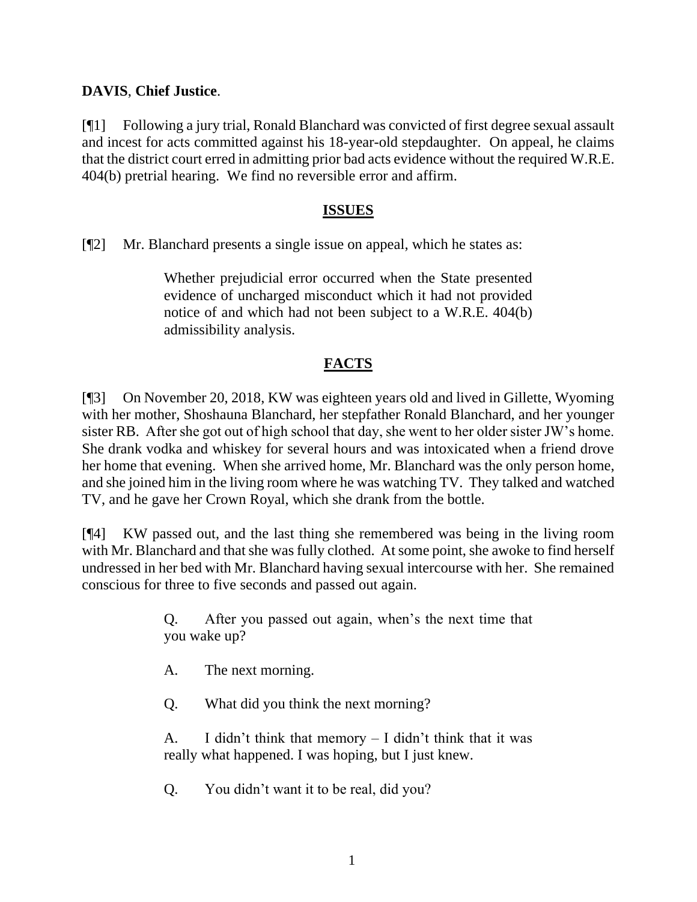**DAVIS**, **Chief Justice**.

[¶1] Following a jury trial, Ronald Blanchard was convicted of first degree sexual assault and incest for acts committed against his 18-year-old stepdaughter. On appeal, he claims that the district court erred in admitting prior bad acts evidence without the required W.R.E. 404(b) pretrial hearing. We find no reversible error and affirm.

## ISSUES

[¶2] Mr. Blanchard presents a single issue on appeal, which he states as:

> Whether prejudicial error occurred when the State presented evidence of uncharged misconduct which it had not provided notice of and which had not been subject to a W.R.E. 404(b) admissibility analysis.

## FACTS

[¶3] On November 20, 2018, KW was eighteen years old and lived in Gillette, Wyoming with her mother, Shoshauna Blanchard, her stepfather Ronald Blanchard, and her younger sister RB. After she got out of high school that day, she went to her older sister JW's home. She drank vodka and whiskey for several hours and was intoxicated when a friend drove her home that evening. When she arrived home, Mr. Blanchard was the only person home, and she joined him in the living room where he was watching TV. They talked and watched TV, and he gave her Crown Royal, which she drank from the bottle.

[¶4] KW passed out, and the last thing she remembered was being in the living room with Mr. Blanchard and that she was fully clothed. At some point, she awoke to find herself undressed in her bed with Mr. Blanchard having sexual intercourse with her. She remained conscious for three to five seconds and passed out again.

> Q. After you passed out again, when's the next time that you wake up?
>
> A. The next morning.
>
> Q. What did you think the next morning?
>
> A. I didn't think that memory – I didn't think that it was really what happened. I was hoping, but I just knew.
>
> Q. You didn't want it to be real, did you?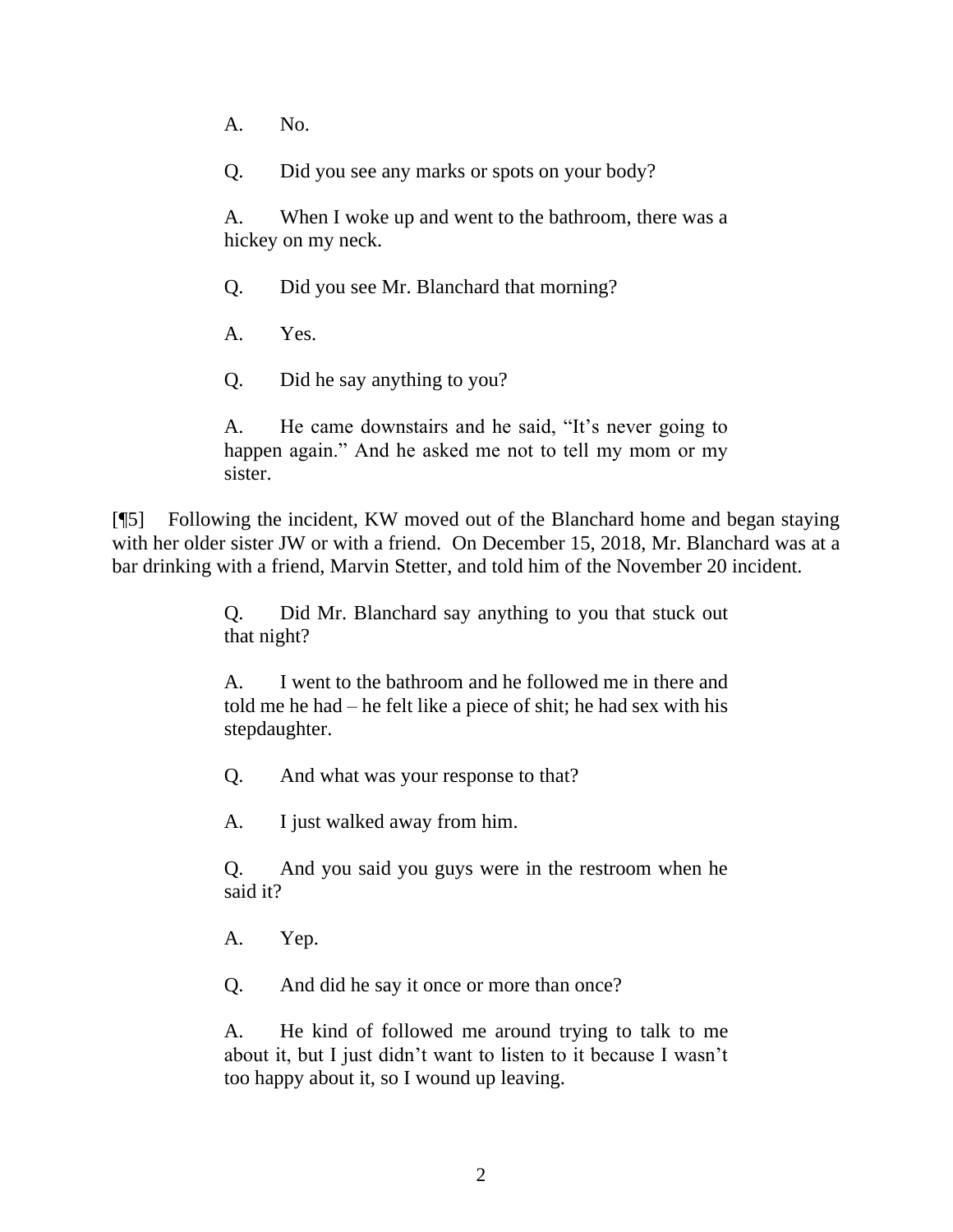> A. No.
>
> Q. Did you see any marks or spots on your body?
>
> A. When I woke up and went to the bathroom, there was a hickey on my neck.
>
> Q. Did you see Mr. Blanchard that morning?
>
> A. Yes.
>
> Q. Did he say anything to you?
>
> A. He came downstairs and he said, "It's never going to happen again." And he asked me not to tell my mom or my sister.

[¶5] Following the incident, KW moved out of the Blanchard home and began staying with her older sister JW or with a friend. On December 15, 2018, Mr. Blanchard was at a bar drinking with a friend, Marvin Stetter, and told him of the November 20 incident.

> Q. Did Mr. Blanchard say anything to you that stuck out that night?
>
> A. I went to the bathroom and he followed me in there and told me he had – he felt like a piece of shit; he had sex with his stepdaughter.
>
> Q. And what was your response to that?
>
> A. I just walked away from him.
>
> Q. And you said you guys were in the restroom when he said it?
>
> A. Yep.
>
> Q. And did he say it once or more than once?
>
> A. He kind of followed me around trying to talk to me about it, but I just didn't want to listen to it because I wasn't too happy about it, so I wound up leaving.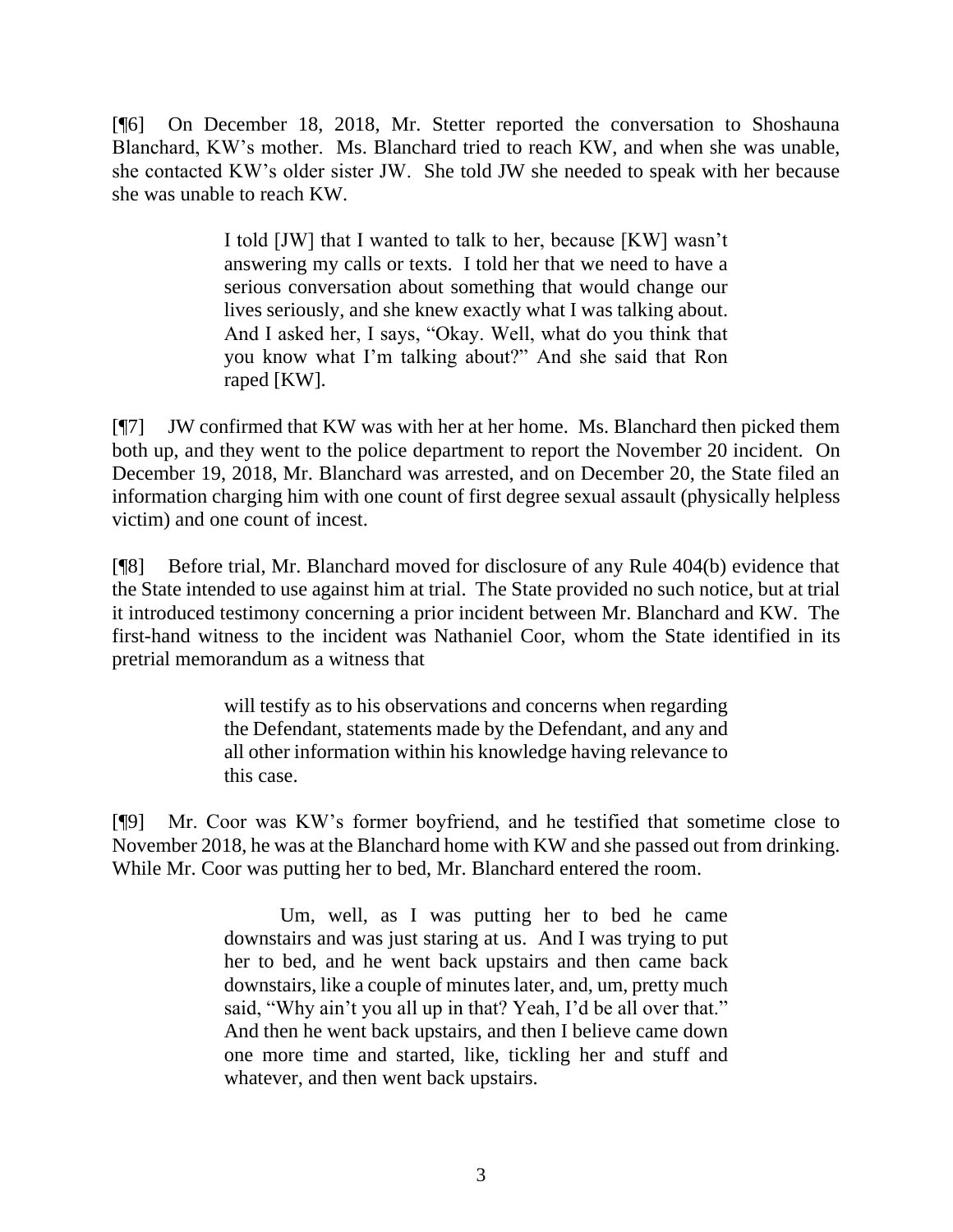[¶6] On December 18, 2018, Mr. Stetter reported the conversation to Shoshauna Blanchard, KW's mother. Ms. Blanchard tried to reach KW, and when she was unable, she contacted KW's older sister JW. She told JW she needed to speak with her because she was unable to reach KW.

> I told [JW] that I wanted to talk to her, because [KW] wasn't answering my calls or texts. I told her that we need to have a serious conversation about something that would change our lives seriously, and she knew exactly what I was talking about. And I asked her, I says, "Okay. Well, what do you think that you know what I'm talking about?" And she said that Ron raped [KW].

[¶7] JW confirmed that KW was with her at her home. Ms. Blanchard then picked them both up, and they went to the police department to report the November 20 incident. On December 19, 2018, Mr. Blanchard was arrested, and on December 20, the State filed an information charging him with one count of first degree sexual assault (physically helpless victim) and one count of incest.

[¶8] Before trial, Mr. Blanchard moved for disclosure of any Rule 404(b) evidence that the State intended to use against him at trial. The State provided no such notice, but at trial it introduced testimony concerning a prior incident between Mr. Blanchard and KW. The first-hand witness to the incident was Nathaniel Coor, whom the State identified in its pretrial memorandum as a witness that

> will testify as to his observations and concerns when regarding the Defendant, statements made by the Defendant, and any and all other information within his knowledge having relevance to this case.

[¶9] Mr. Coor was KW's former boyfriend, and he testified that sometime close to November 2018, he was at the Blanchard home with KW and she passed out from drinking. While Mr. Coor was putting her to bed, Mr. Blanchard entered the room.

> Um, well, as I was putting her to bed he came downstairs and was just staring at us. And I was trying to put her to bed, and he went back upstairs and then came back downstairs, like a couple of minutes later, and, um, pretty much said, "Why ain't you all up in that? Yeah, I'd be all over that." And then he went back upstairs, and then I believe came down one more time and started, like, tickling her and stuff and whatever, and then went back upstairs.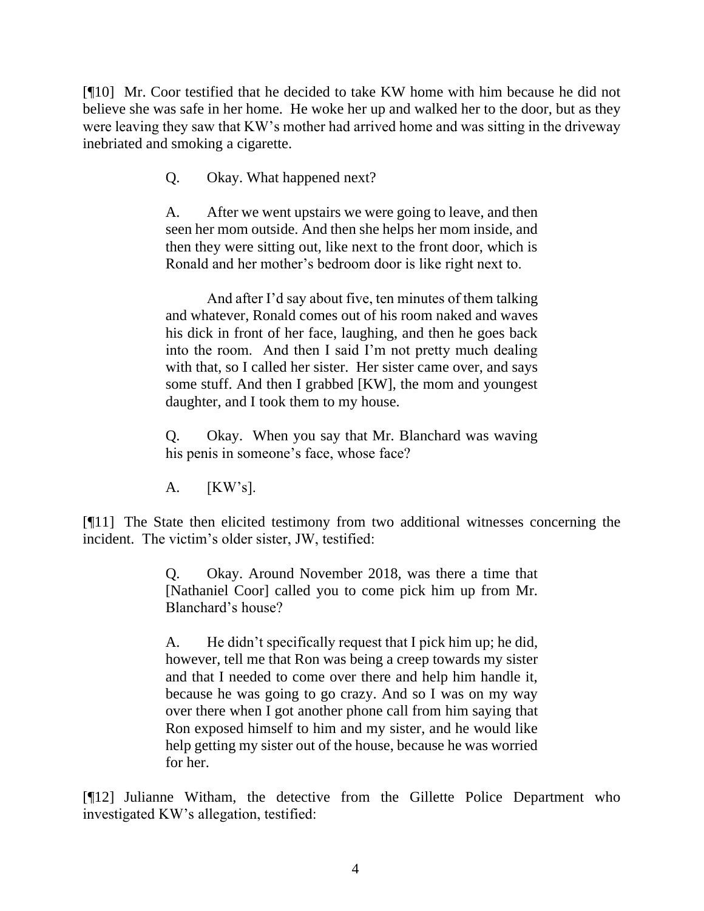[¶10] Mr. Coor testified that he decided to take KW home with him because he did not believe she was safe in her home. He woke her up and walked her to the door, but as they were leaving they saw that KW's mother had arrived home and was sitting in the driveway inebriated and smoking a cigarette.

> Q. Okay. What happened next?
>
> A. After we went upstairs we were going to leave, and then seen her mom outside. And then she helps her mom inside, and then they were sitting out, like next to the front door, which is Ronald and her mother's bedroom door is like right next to.
>
> And after I'd say about five, ten minutes of them talking and whatever, Ronald comes out of his room naked and waves his dick in front of her face, laughing, and then he goes back into the room. And then I said I'm not pretty much dealing with that, so I called her sister. Her sister came over, and says some stuff. And then I grabbed [KW], the mom and youngest daughter, and I took them to my house.
>
> Q. Okay. When you say that Mr. Blanchard was waving his penis in someone's face, whose face?
>
> A. [KW's].

[¶11] The State then elicited testimony from two additional witnesses concerning the incident. The victim's older sister, JW, testified:

> Q. Okay. Around November 2018, was there a time that [Nathaniel Coor] called you to come pick him up from Mr. Blanchard's house?
>
> A. He didn't specifically request that I pick him up; he did, however, tell me that Ron was being a creep towards my sister and that I needed to come over there and help him handle it, because he was going to go crazy. And so I was on my way over there when I got another phone call from him saying that Ron exposed himself to him and my sister, and he would like help getting my sister out of the house, because he was worried for her.

[¶12] Julianne Witham, the detective from the Gillette Police Department who investigated KW's allegation, testified: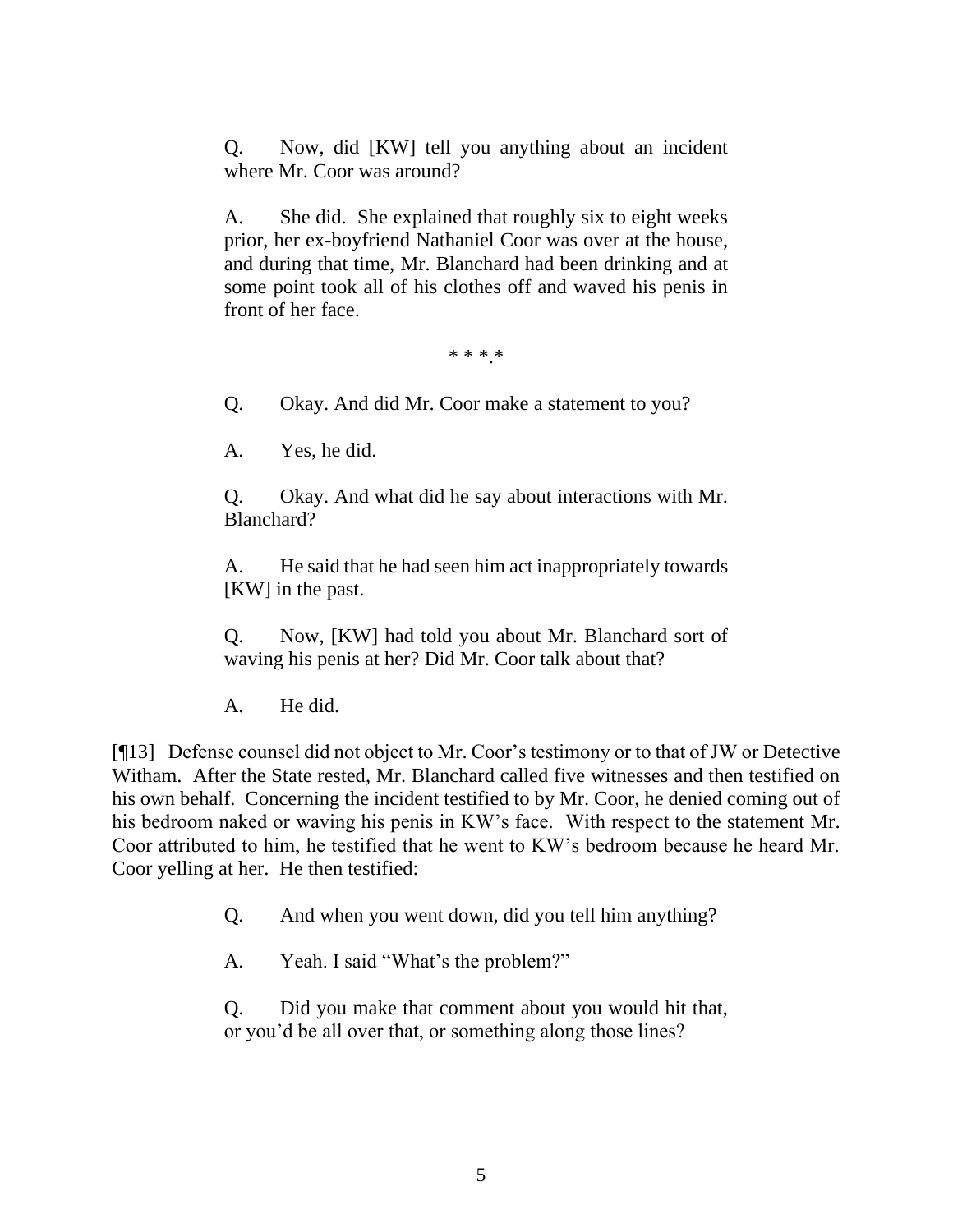> Q. Now, did [KW] tell you anything about an incident where Mr. Coor was around?
>
> A. She did. She explained that roughly six to eight weeks prior, her ex-boyfriend Nathaniel Coor was over at the house, and during that time, Mr. Blanchard had been drinking and at some point took all of his clothes off and waved his penis in front of her face.
>
> * * * *
>
> Q. Okay. And did Mr. Coor make a statement to you?
>
> A. Yes, he did.
>
> Q. Okay. And what did he say about interactions with Mr. Blanchard?
>
> A. He said that he had seen him act inappropriately towards [KW] in the past.
>
> Q. Now, [KW] had told you about Mr. Blanchard sort of waving his penis at her? Did Mr. Coor talk about that?
>
> A. He did.

[¶13] Defense counsel did not object to Mr. Coor's testimony or to that of JW or Detective Witham. After the State rested, Mr. Blanchard called five witnesses and then testified on his own behalf. Concerning the incident testified to by Mr. Coor, he denied coming out of his bedroom naked or waving his penis in KW's face. With respect to the statement Mr. Coor attributed to him, he testified that he went to KW's bedroom because he heard Mr. Coor yelling at her. He then testified:

> Q. And when you went down, did you tell him anything?
>
> A. Yeah. I said "What's the problem?"
>
> Q. Did you make that comment about you would hit that, or you'd be all over that, or something along those lines?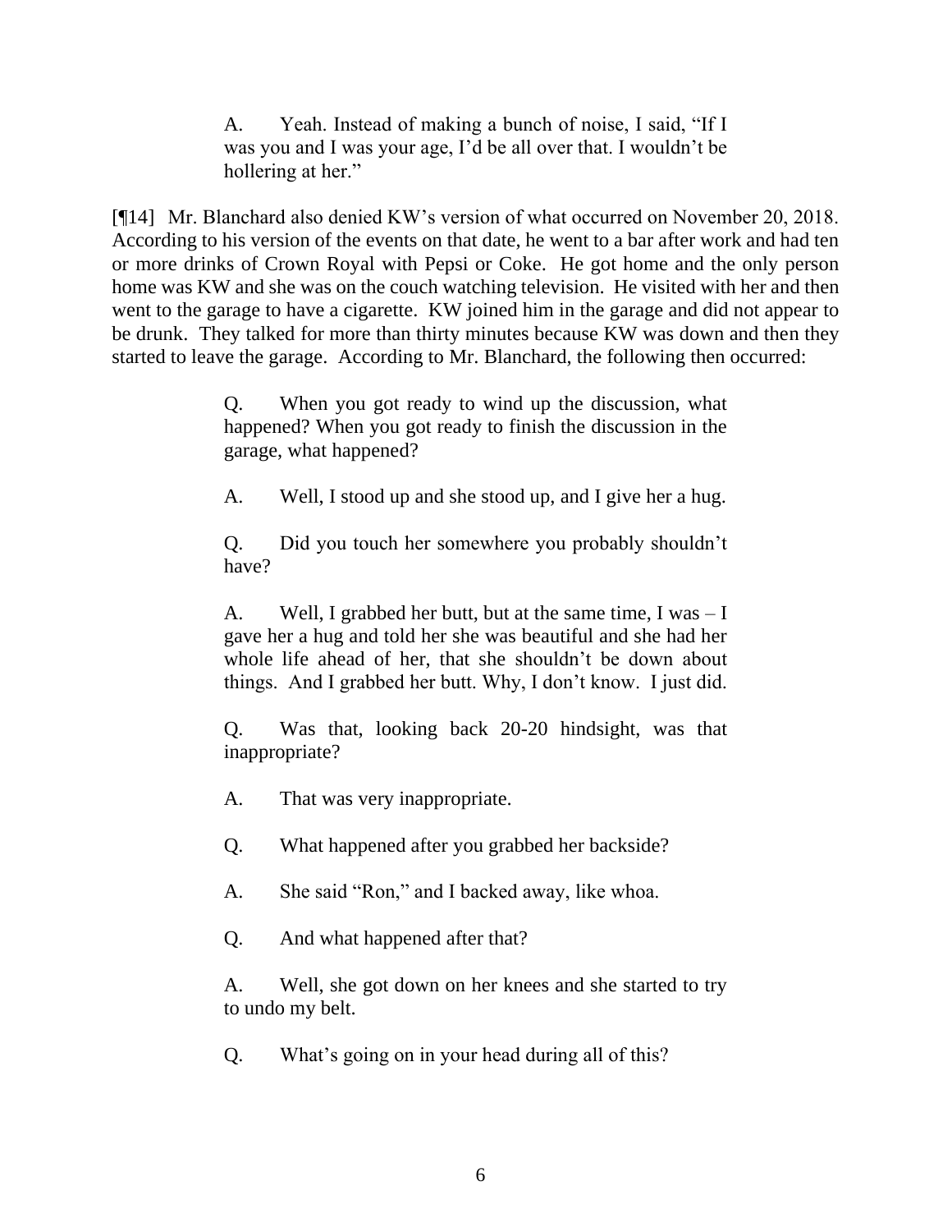> A. Yeah. Instead of making a bunch of noise, I said, "If I was you and I was your age, I'd be all over that. I wouldn't be hollering at her."

[¶14] Mr. Blanchard also denied KW's version of what occurred on November 20, 2018. According to his version of the events on that date, he went to a bar after work and had ten or more drinks of Crown Royal with Pepsi or Coke. He got home and the only person home was KW and she was on the couch watching television. He visited with her and then went to the garage to have a cigarette. KW joined him in the garage and did not appear to be drunk. They talked for more than thirty minutes because KW was down and then they started to leave the garage. According to Mr. Blanchard, the following then occurred:

> Q. When you got ready to wind up the discussion, what happened? When you got ready to finish the discussion in the garage, what happened?
>
> A. Well, I stood up and she stood up, and I give her a hug.
>
> Q. Did you touch her somewhere you probably shouldn't have?
>
> A. Well, I grabbed her butt, but at the same time, I was – I gave her a hug and told her she was beautiful and she had her whole life ahead of her, that she shouldn't be down about things. And I grabbed her butt. Why, I don't know. I just did.
>
> Q. Was that, looking back 20-20 hindsight, was that inappropriate?
>
> A. That was very inappropriate.
>
> Q. What happened after you grabbed her backside?
>
> A. She said "Ron," and I backed away, like whoa.
>
> Q. And what happened after that?
>
> A. Well, she got down on her knees and she started to try to undo my belt.
>
> Q. What's going on in your head during all of this?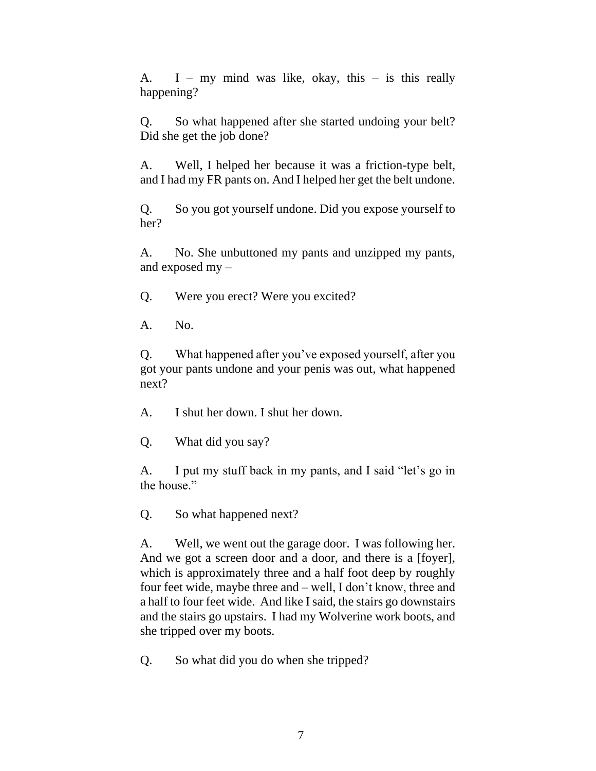A. I – my mind was like, okay, this – is this really happening?

Q. So what happened after she started undoing your belt? Did she get the job done?

A. Well, I helped her because it was a friction-type belt, and I had my FR pants on. And I helped her get the belt undone.

Q. So you got yourself undone. Did you expose yourself to her?

A. No. She unbuttoned my pants and unzipped my pants, and exposed my –

Q. Were you erect? Were you excited?

A. No.

Q. What happened after you've exposed yourself, after you got your pants undone and your penis was out, what happened next?

A. I shut her down. I shut her down.

Q. What did you say?

A. I put my stuff back in my pants, and I said "let's go in the house."

Q. So what happened next?

A. Well, we went out the garage door. I was following her. And we got a screen door and a door, and there is a [foyer], which is approximately three and a half foot deep by roughly four feet wide, maybe three and – well, I don't know, three and a half to four feet wide. And like I said, the stairs go downstairs and the stairs go upstairs. I had my Wolverine work boots, and she tripped over my boots.

Q. So what did you do when she tripped?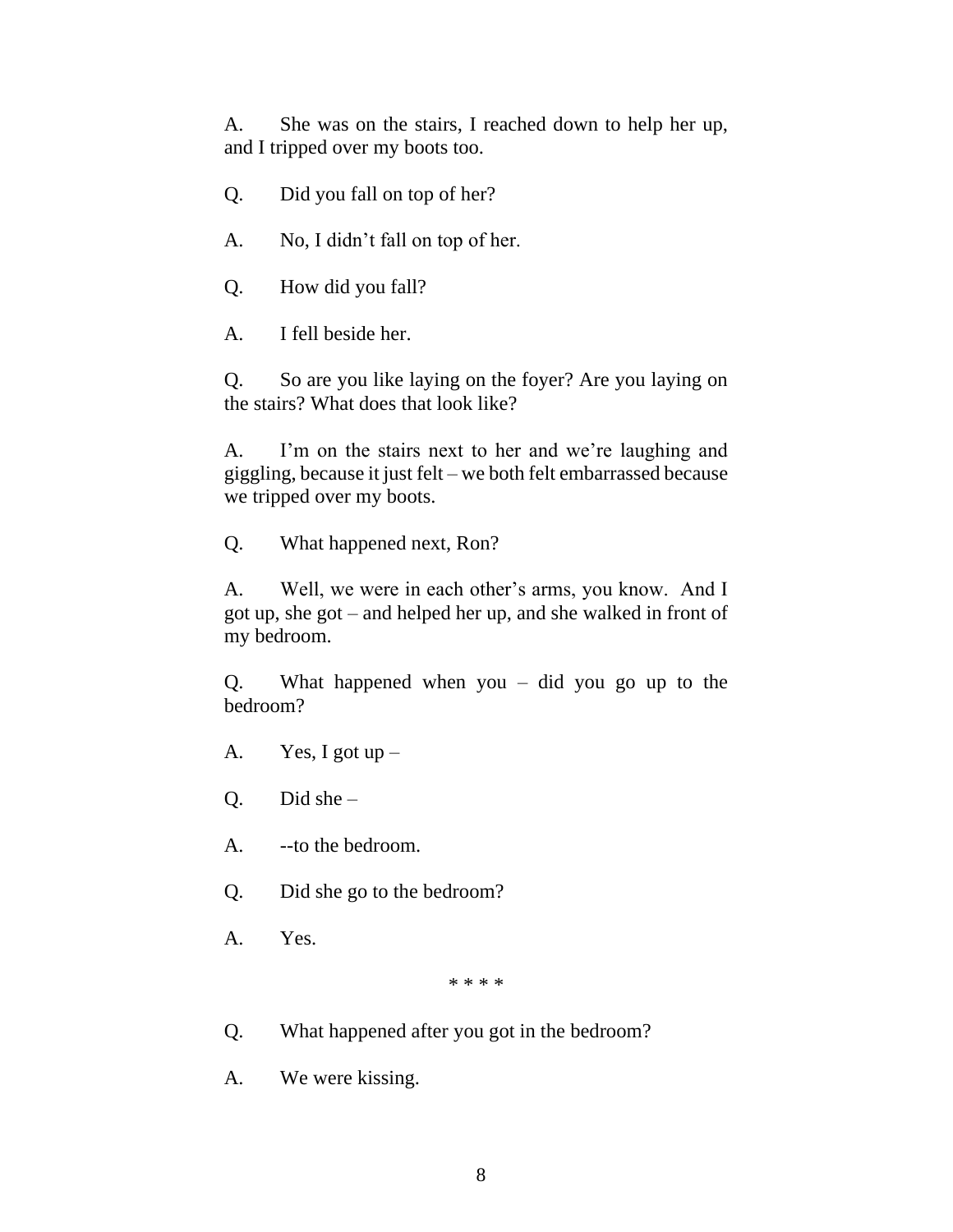A. She was on the stairs, I reached down to help her up, and I tripped over my boots too.

Q. Did you fall on top of her?

A. No, I didn't fall on top of her.

Q. How did you fall?

A. I fell beside her.

Q. So are you like laying on the foyer? Are you laying on the stairs? What does that look like?

A. I'm on the stairs next to her and we're laughing and giggling, because it just felt – we both felt embarrassed because we tripped over my boots.

Q. What happened next, Ron?

A. Well, we were in each other's arms, you know. And I got up, she got – and helped her up, and she walked in front of my bedroom.

Q. What happened when you – did you go up to the bedroom?

A. Yes, I got up –

Q. Did she –

A. --to the bedroom.

Q. Did she go to the bedroom?

A. Yes.

\* \* \* \*

Q. What happened after you got in the bedroom?

A. We were kissing.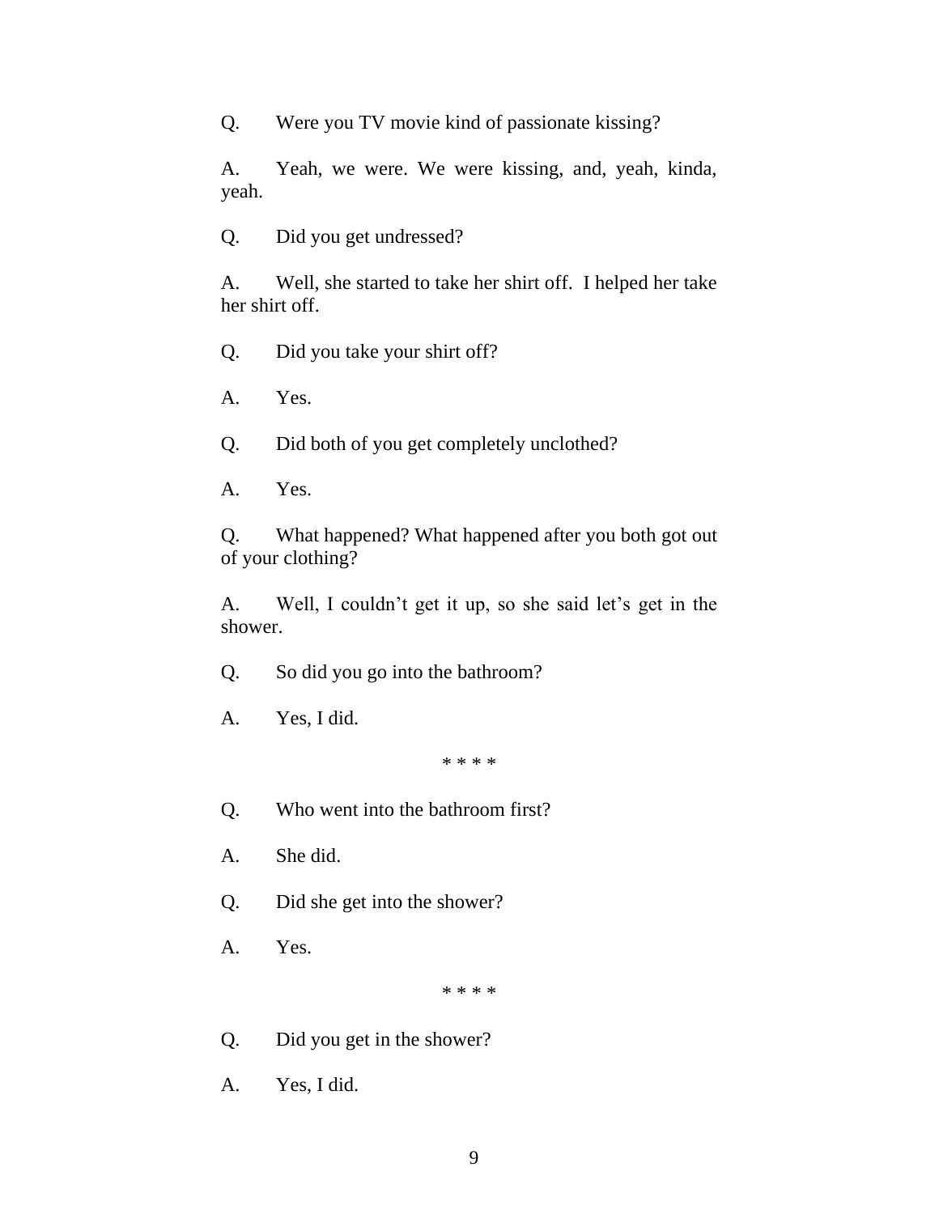Q. Were you TV movie kind of passionate kissing?

A. Yeah, we were. We were kissing, and, yeah, kinda, yeah.

Q. Did you get undressed?

A. Well, she started to take her shirt off. I helped her take her shirt off.

Q. Did you take your shirt off?

A. Yes.

Q. Did both of you get completely unclothed?

A. Yes.

Q. What happened? What happened after you both got out of your clothing?

A. Well, I couldn't get it up, so she said let's get in the shower.

Q. So did you go into the bathroom?

A. Yes, I did.

* * * *

Q. Who went into the bathroom first?

A. She did.

Q. Did she get into the shower?

A. Yes.

* * * *

Q. Did you get in the shower?

A. Yes, I did.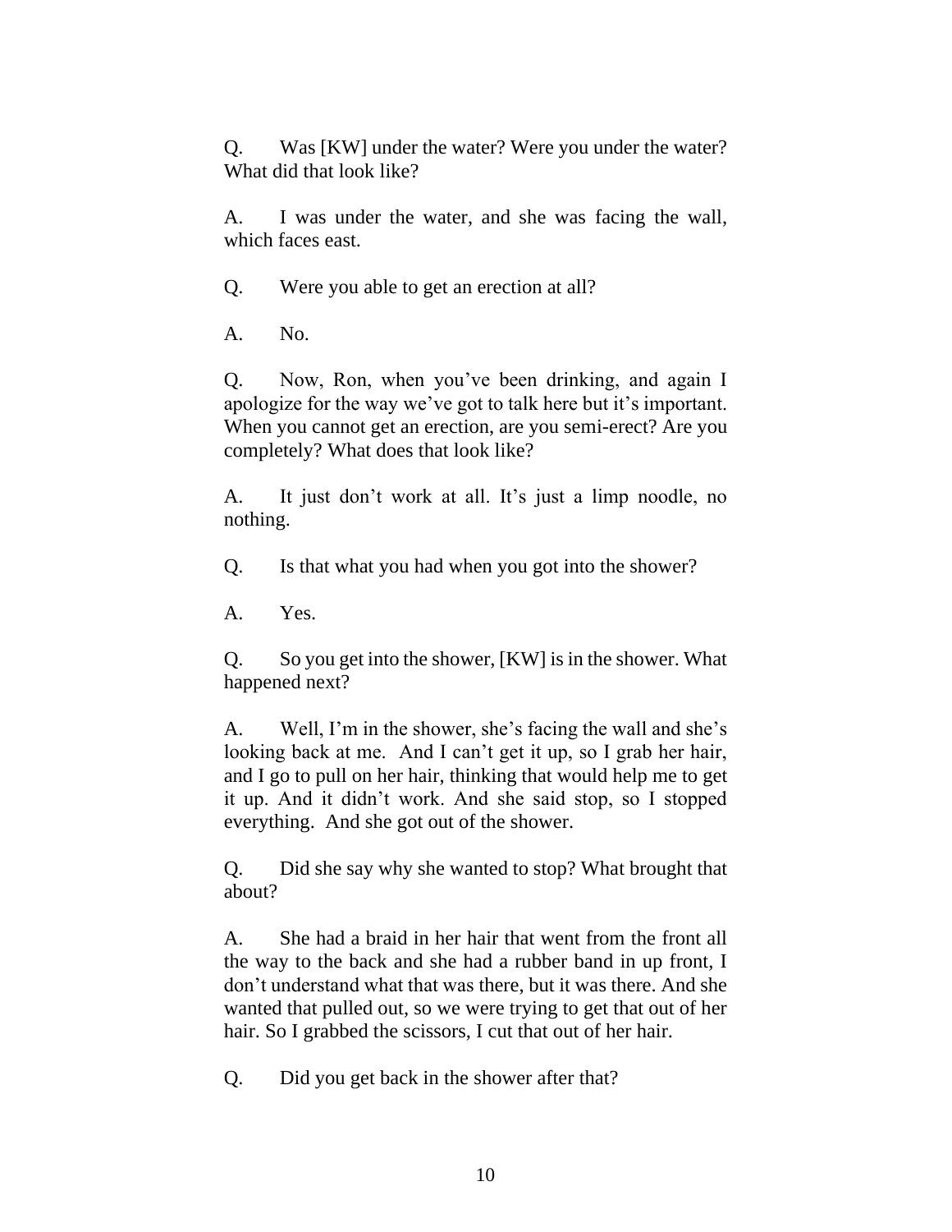Q. Was [KW] under the water? Were you under the water? What did that look like?

A. I was under the water, and she was facing the wall, which faces east.

Q. Were you able to get an erection at all?

A. No.

Q. Now, Ron, when you've been drinking, and again I apologize for the way we've got to talk here but it's important. When you cannot get an erection, are you semi-erect? Are you completely? What does that look like?

A. It just don't work at all. It's just a limp noodle, no nothing.

Q. Is that what you had when you got into the shower?

A. Yes.

Q. So you get into the shower, [KW] is in the shower. What happened next?

A. Well, I'm in the shower, she's facing the wall and she's looking back at me. And I can't get it up, so I grab her hair, and I go to pull on her hair, thinking that would help me to get it up. And it didn't work. And she said stop, so I stopped everything. And she got out of the shower.

Q. Did she say why she wanted to stop? What brought that about?

A. She had a braid in her hair that went from the front all the way to the back and she had a rubber band in up front, I don't understand what that was there, but it was there. And she wanted that pulled out, so we were trying to get that out of her hair. So I grabbed the scissors, I cut that out of her hair.

Q. Did you get back in the shower after that?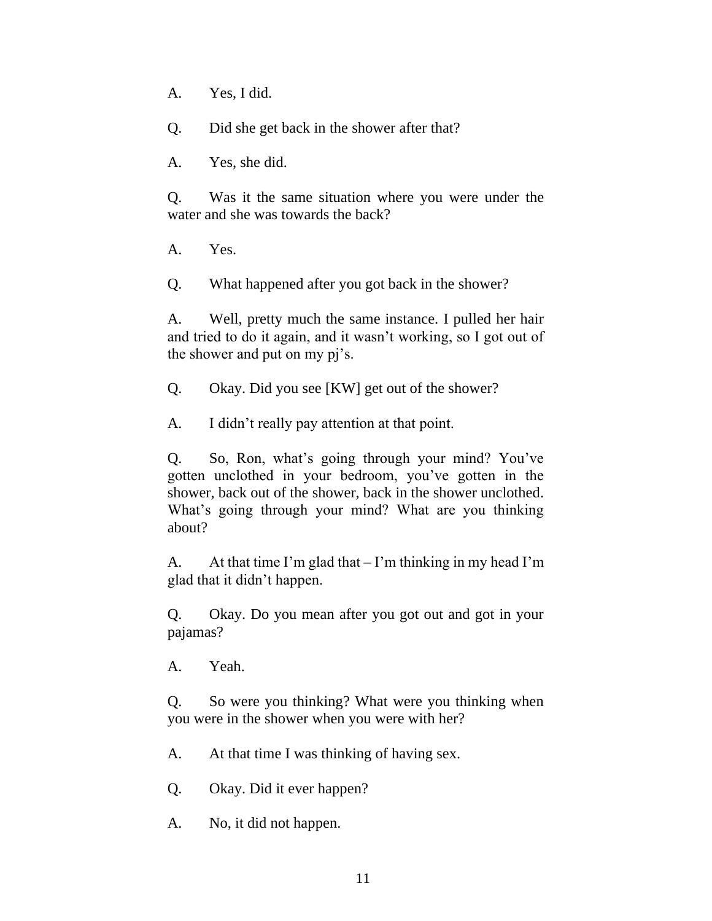A. Yes, I did.

Q. Did she get back in the shower after that?

A. Yes, she did.

Q. Was it the same situation where you were under the water and she was towards the back?

A. Yes.

Q. What happened after you got back in the shower?

A. Well, pretty much the same instance. I pulled her hair and tried to do it again, and it wasn't working, so I got out of the shower and put on my pj's.

Q. Okay. Did you see [KW] get out of the shower?

A. I didn't really pay attention at that point.

Q. So, Ron, what's going through your mind? You've gotten unclothed in your bedroom, you've gotten in the shower, back out of the shower, back in the shower unclothed. What's going through your mind? What are you thinking about?

A. At that time I'm glad that – I'm thinking in my head I'm glad that it didn't happen.

Q. Okay. Do you mean after you got out and got in your pajamas?

A. Yeah.

Q. So were you thinking? What were you thinking when you were in the shower when you were with her?

A. At that time I was thinking of having sex.

Q. Okay. Did it ever happen?

A. No, it did not happen.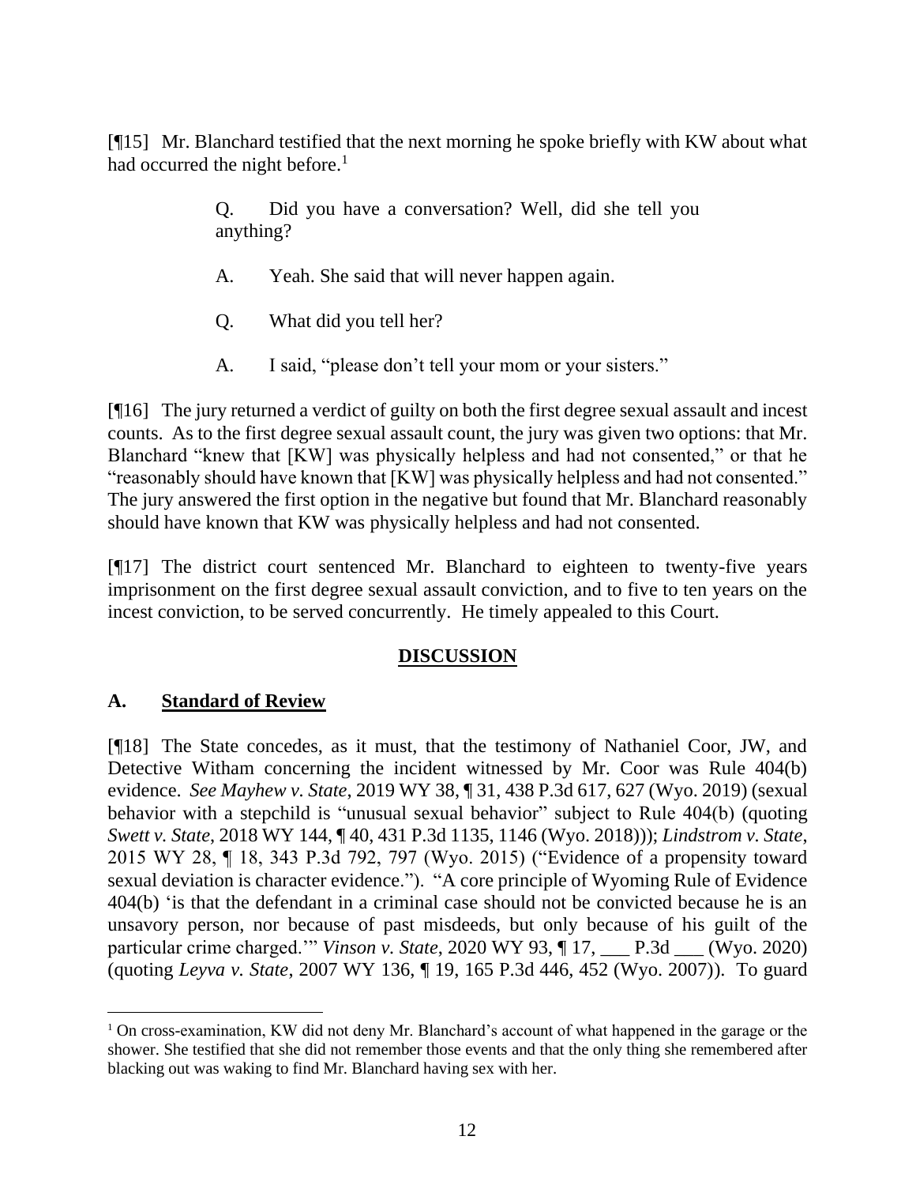[¶15] Mr. Blanchard testified that the next morning he spoke briefly with KW about what had occurred the night before.[1]

> Q. Did you have a conversation? Well, did she tell you anything?
>
> A. Yeah. She said that will never happen again.
>
> Q. What did you tell her?
>
> A. I said, "please don't tell your mom or your sisters."

[¶16] The jury returned a verdict of guilty on both the first degree sexual assault and incest counts. As to the first degree sexual assault count, the jury was given two options: that Mr. Blanchard "knew that [KW] was physically helpless and had not consented," or that he "reasonably should have known that [KW] was physically helpless and had not consented." The jury answered the first option in the negative but found that Mr. Blanchard reasonably should have known that KW was physically helpless and had not consented.

[¶17] The district court sentenced Mr. Blanchard to eighteen to twenty-five years imprisonment on the first degree sexual assault conviction, and to five to ten years on the incest conviction, to be served concurrently. He timely appealed to this Court.

## DISCUSSION

### A. Standard of Review

[¶18] The State concedes, as it must, that the testimony of Nathaniel Coor, JW, and Detective Witham concerning the incident witnessed by Mr. Coor was Rule 404(b) evidence. *See Mayhew v. State*, 2019 WY 38, ¶ 31, 438 P.3d 617, 627 (Wyo. 2019) (sexual behavior with a stepchild is "unusual sexual behavior" subject to Rule 404(b) (quoting *Swett v. State*, 2018 WY 144, ¶ 40, 431 P.3d 1135, 1146 (Wyo. 2018))); *Lindstrom v. State*, 2015 WY 28, ¶ 18, 343 P.3d 792, 797 (Wyo. 2015) ("Evidence of a propensity toward sexual deviation is character evidence."). "A core principle of Wyoming Rule of Evidence 404(b) 'is that the defendant in a criminal case should not be convicted because he is an unsavory person, nor because of past misdeeds, but only because of his guilt of the particular crime charged.'" *Vinson v. State*, 2020 WY 93, ¶ 17, ___ P.3d ___ (Wyo. 2020) (quoting *Leyva v. State*, 2007 WY 136, ¶ 19, 165 P.3d 446, 452 (Wyo. 2007)). To guard

[1] On cross-examination, KW did not deny Mr. Blanchard's account of what happened in the garage or the shower. She testified that she did not remember those events and that the only thing she remembered after blacking out was waking to find Mr. Blanchard having sex with her.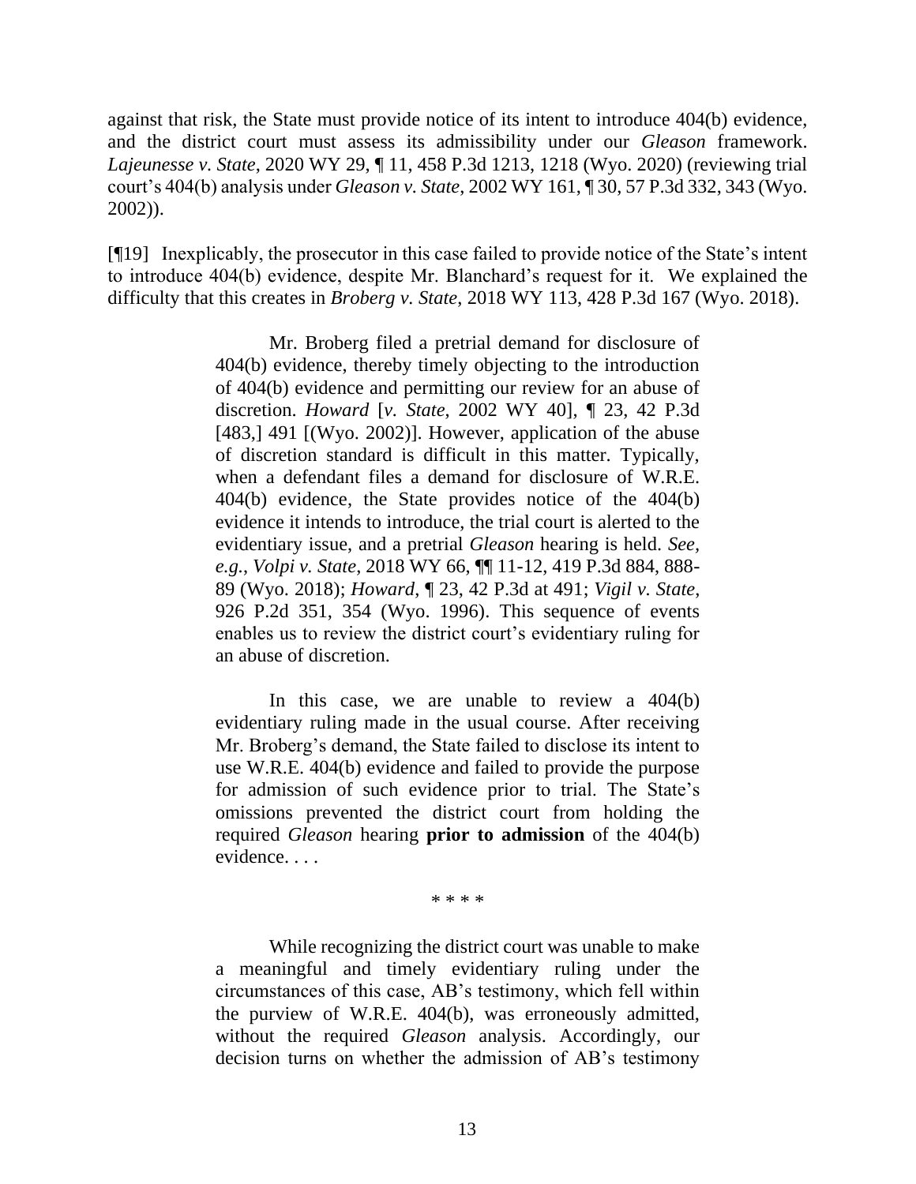against that risk, the State must provide notice of its intent to introduce 404(b) evidence, and the district court must assess its admissibility under our *Gleason* framework. *Lajeunesse v. State*, 2020 WY 29, ¶ 11, 458 P.3d 1213, 1218 (Wyo. 2020) (reviewing trial court's 404(b) analysis under *Gleason v. State*, 2002 WY 161, ¶ 30, 57 P.3d 332, 343 (Wyo. 2002)).

[¶19] Inexplicably, the prosecutor in this case failed to provide notice of the State's intent to introduce 404(b) evidence, despite Mr. Blanchard's request for it. We explained the difficulty that this creates in *Broberg v. State*, 2018 WY 113, 428 P.3d 167 (Wyo. 2018).

> Mr. Broberg filed a pretrial demand for disclosure of 404(b) evidence, thereby timely objecting to the introduction of 404(b) evidence and permitting our review for an abuse of discretion. *Howard* [*v. State*, 2002 WY 40], ¶ 23, 42 P.3d [483,] 491 [(Wyo. 2002)]. However, application of the abuse of discretion standard is difficult in this matter. Typically, when a defendant files a demand for disclosure of W.R.E. 404(b) evidence, the State provides notice of the 404(b) evidence it intends to introduce, the trial court is alerted to the evidentiary issue, and a pretrial *Gleason* hearing is held. *See, e.g.*, *Volpi v. State*, 2018 WY 66, ¶¶ 11-12, 419 P.3d 884, 888-89 (Wyo. 2018); *Howard*, ¶ 23, 42 P.3d at 491; *Vigil v. State*, 926 P.2d 351, 354 (Wyo. 1996). This sequence of events enables us to review the district court's evidentiary ruling for an abuse of discretion.
>
> In this case, we are unable to review a 404(b) evidentiary ruling made in the usual course. After receiving Mr. Broberg's demand, the State failed to disclose its intent to use W.R.E. 404(b) evidence and failed to provide the purpose for admission of such evidence prior to trial. The State's omissions prevented the district court from holding the required *Gleason* hearing **prior to admission** of the 404(b) evidence. . . .
>
> \* \* \* \*
>
> While recognizing the district court was unable to make a meaningful and timely evidentiary ruling under the circumstances of this case, AB's testimony, which fell within the purview of W.R.E. 404(b), was erroneously admitted, without the required *Gleason* analysis. Accordingly, our decision turns on whether the admission of AB's testimony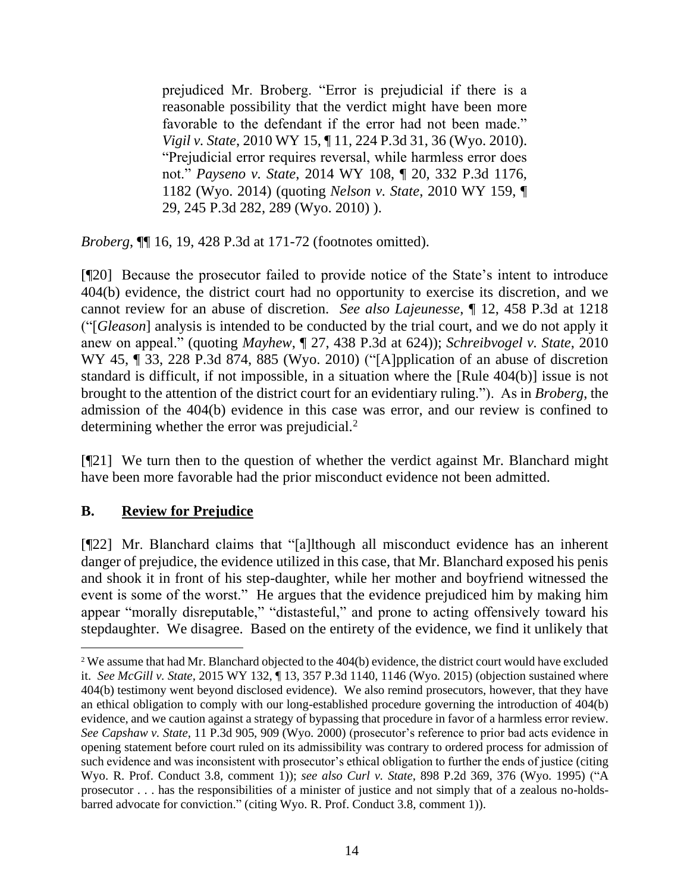> prejudiced Mr. Broberg. "Error is prejudicial if there is a reasonable possibility that the verdict might have been more favorable to the defendant if the error had not been made." *Vigil v. State*, 2010 WY 15, ¶ 11, 224 P.3d 31, 36 (Wyo. 2010). "Prejudicial error requires reversal, while harmless error does not." *Payseno v. State*, 2014 WY 108, ¶ 20, 332 P.3d 1176, 1182 (Wyo. 2014) (quoting *Nelson v. State*, 2010 WY 159, ¶ 29, 245 P.3d 282, 289 (Wyo. 2010) ).

*Broberg*, ¶¶ 16, 19, 428 P.3d at 171-72 (footnotes omitted).

[¶20] Because the prosecutor failed to provide notice of the State's intent to introduce 404(b) evidence, the district court had no opportunity to exercise its discretion, and we cannot review for an abuse of discretion. *See also Lajeunesse*, ¶ 12, 458 P.3d at 1218 ("[*Gleason*] analysis is intended to be conducted by the trial court, and we do not apply it anew on appeal." (quoting *Mayhew*, ¶ 27, 438 P.3d at 624)); *Schreibvogel v. State*, 2010 WY 45, ¶ 33, 228 P.3d 874, 885 (Wyo. 2010) ("[A]pplication of an abuse of discretion standard is difficult, if not impossible, in a situation where the [Rule 404(b)] issue is not brought to the attention of the district court for an evidentiary ruling."). As in *Broberg*, the admission of the 404(b) evidence in this case was error, and our review is confined to determining whether the error was prejudicial.[2]

[¶21] We turn then to the question of whether the verdict against Mr. Blanchard might have been more favorable had the prior misconduct evidence not been admitted.

## B. Review for Prejudice

[¶22] Mr. Blanchard claims that "[a]lthough all misconduct evidence has an inherent danger of prejudice, the evidence utilized in this case, that Mr. Blanchard exposed his penis and shook it in front of his step-daughter, while her mother and boyfriend witnessed the event is some of the worst." He argues that the evidence prejudiced him by making him appear "morally disreputable," "distasteful," and prone to acting offensively toward his stepdaughter. We disagree. Based on the entirety of the evidence, we find it unlikely that

---

[2] We assume that had Mr. Blanchard objected to the 404(b) evidence, the district court would have excluded it. *See McGill v. State*, 2015 WY 132, ¶ 13, 357 P.3d 1140, 1146 (Wyo. 2015) (objection sustained where 404(b) testimony went beyond disclosed evidence). We also remind prosecutors, however, that they have an ethical obligation to comply with our long-established procedure governing the introduction of 404(b) evidence, and we caution against a strategy of bypassing that procedure in favor of a harmless error review. *See Capshaw v. State*, 11 P.3d 905, 909 (Wyo. 2000) (prosecutor's reference to prior bad acts evidence in opening statement before court ruled on its admissibility was contrary to ordered process for admission of such evidence and was inconsistent with prosecutor's ethical obligation to further the ends of justice (citing Wyo. R. Prof. Conduct 3.8, comment 1)); *see also Curl v. State*, 898 P.2d 369, 376 (Wyo. 1995) ("A prosecutor . . . has the responsibilities of a minister of justice and not simply that of a zealous no-holds-barred advocate for conviction." (citing Wyo. R. Prof. Conduct 3.8, comment 1)).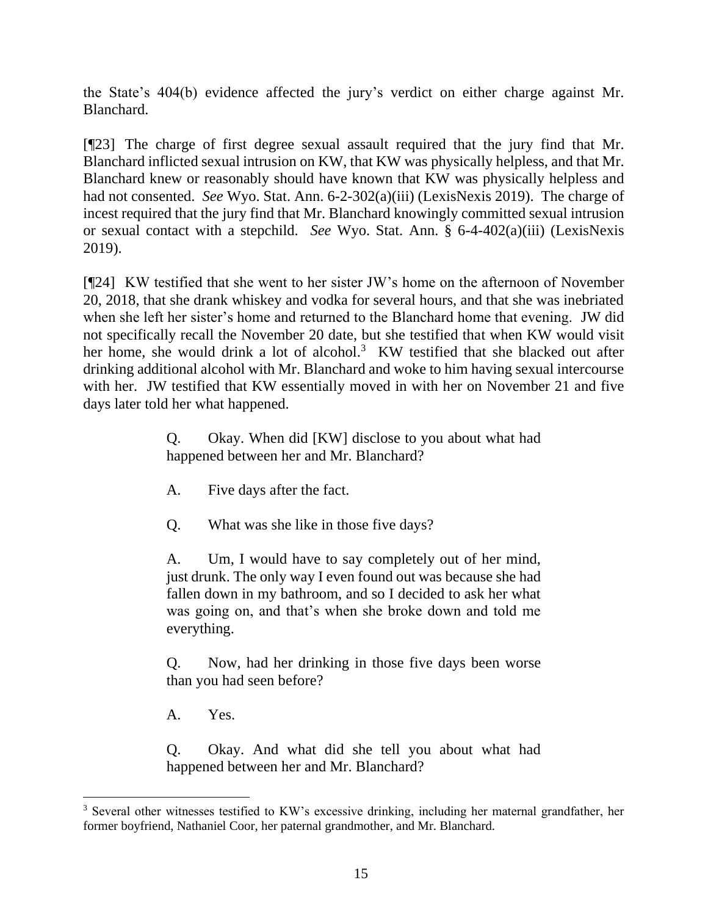the State's 404(b) evidence affected the jury's verdict on either charge against Mr. Blanchard.

[¶23] The charge of first degree sexual assault required that the jury find that Mr. Blanchard inflicted sexual intrusion on KW, that KW was physically helpless, and that Mr. Blanchard knew or reasonably should have known that KW was physically helpless and had not consented. *See* Wyo. Stat. Ann. 6-2-302(a)(iii) (LexisNexis 2019). The charge of incest required that the jury find that Mr. Blanchard knowingly committed sexual intrusion or sexual contact with a stepchild. *See* Wyo. Stat. Ann. § 6-4-402(a)(iii) (LexisNexis 2019).

[¶24] KW testified that she went to her sister JW's home on the afternoon of November 20, 2018, that she drank whiskey and vodka for several hours, and that she was inebriated when she left her sister's home and returned to the Blanchard home that evening. JW did not specifically recall the November 20 date, but she testified that when KW would visit her home, she would drink a lot of alcohol.[3] KW testified that she blacked out after drinking additional alcohol with Mr. Blanchard and woke to him having sexual intercourse with her. JW testified that KW essentially moved in with her on November 21 and five days later told her what happened.

> Q. Okay. When did [KW] disclose to you about what had happened between her and Mr. Blanchard?
>
> A. Five days after the fact.
>
> Q. What was she like in those five days?
>
> A. Um, I would have to say completely out of her mind, just drunk. The only way I even found out was because she had fallen down in my bathroom, and so I decided to ask her what was going on, and that's when she broke down and told me everything.
>
> Q. Now, had her drinking in those five days been worse than you had seen before?
>
> A. Yes.
>
> Q. Okay. And what did she tell you about what had happened between her and Mr. Blanchard?

[3] Several other witnesses testified to KW's excessive drinking, including her maternal grandfather, her former boyfriend, Nathaniel Coor, her paternal grandmother, and Mr. Blanchard.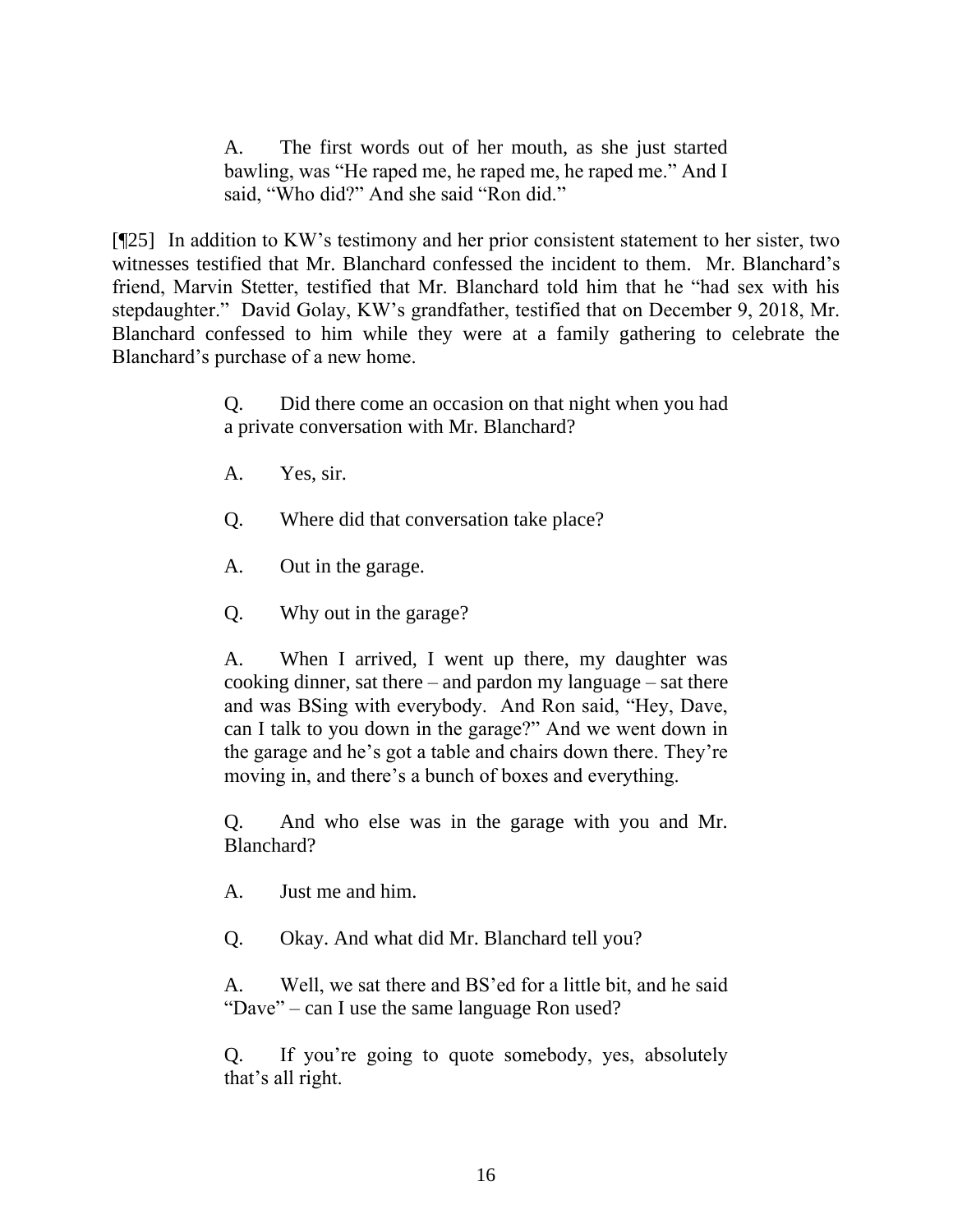> A. The first words out of her mouth, as she just started bawling, was "He raped me, he raped me, he raped me." And I said, "Who did?" And she said "Ron did."

[¶25] In addition to KW's testimony and her prior consistent statement to her sister, two witnesses testified that Mr. Blanchard confessed the incident to them. Mr. Blanchard's friend, Marvin Stetter, testified that Mr. Blanchard told him that he "had sex with his stepdaughter." David Golay, KW's grandfather, testified that on December 9, 2018, Mr. Blanchard confessed to him while they were at a family gathering to celebrate the Blanchard's purchase of a new home.

> Q. Did there come an occasion on that night when you had a private conversation with Mr. Blanchard?
>
> A. Yes, sir.
>
> Q. Where did that conversation take place?
>
> A. Out in the garage.
>
> Q. Why out in the garage?
>
> A. When I arrived, I went up there, my daughter was cooking dinner, sat there – and pardon my language – sat there and was BSing with everybody. And Ron said, "Hey, Dave, can I talk to you down in the garage?" And we went down in the garage and he's got a table and chairs down there. They're moving in, and there's a bunch of boxes and everything.
>
> Q. And who else was in the garage with you and Mr. Blanchard?
>
> A. Just me and him.
>
> Q. Okay. And what did Mr. Blanchard tell you?
>
> A. Well, we sat there and BS'ed for a little bit, and he said "Dave" – can I use the same language Ron used?
>
> Q. If you're going to quote somebody, yes, absolutely that's all right.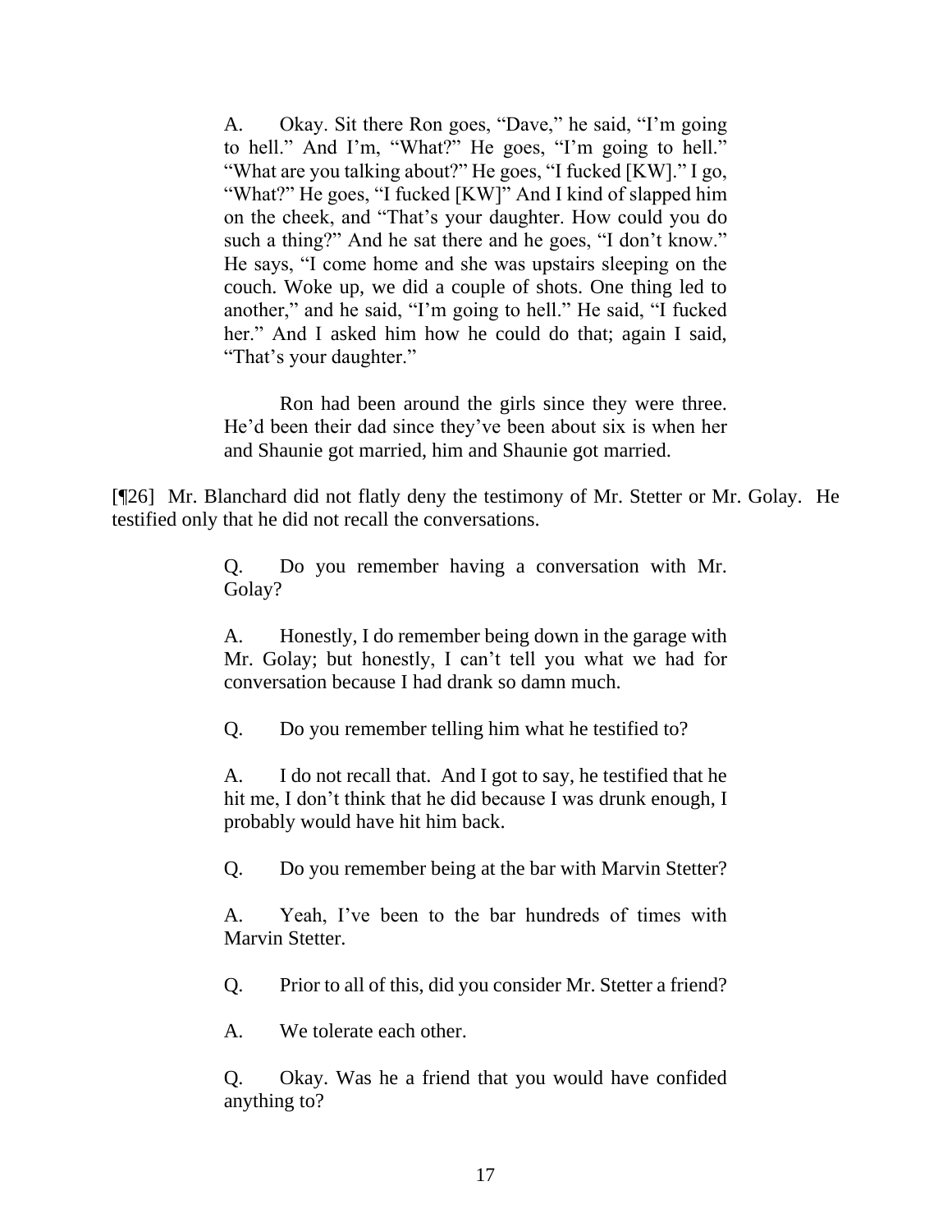> A. Okay. Sit there Ron goes, "Dave," he said, "I'm going to hell." And I'm, "What?" He goes, "I'm going to hell." "What are you talking about?" He goes, "I fucked [KW]." I go, "What?" He goes, "I fucked [KW]" And I kind of slapped him on the cheek, and "That's your daughter. How could you do such a thing?" And he sat there and he goes, "I don't know." He says, "I come home and she was upstairs sleeping on the couch. Woke up, we did a couple of shots. One thing led to another," and he said, "I'm going to hell." He said, "I fucked her." And I asked him how he could do that; again I said, "That's your daughter."
>
> Ron had been around the girls since they were three. He'd been their dad since they've been about six is when her and Shaunie got married, him and Shaunie got married.

[¶26] Mr. Blanchard did not flatly deny the testimony of Mr. Stetter or Mr. Golay. He testified only that he did not recall the conversations.

> Q. Do you remember having a conversation with Mr. Golay?
>
> A. Honestly, I do remember being down in the garage with Mr. Golay; but honestly, I can't tell you what we had for conversation because I had drank so damn much.
>
> Q. Do you remember telling him what he testified to?
>
> A. I do not recall that. And I got to say, he testified that he hit me, I don't think that he did because I was drunk enough, I probably would have hit him back.
>
> Q. Do you remember being at the bar with Marvin Stetter?
>
> A. Yeah, I've been to the bar hundreds of times with Marvin Stetter.
>
> Q. Prior to all of this, did you consider Mr. Stetter a friend?
>
> A. We tolerate each other.
>
> Q. Okay. Was he a friend that you would have confided anything to?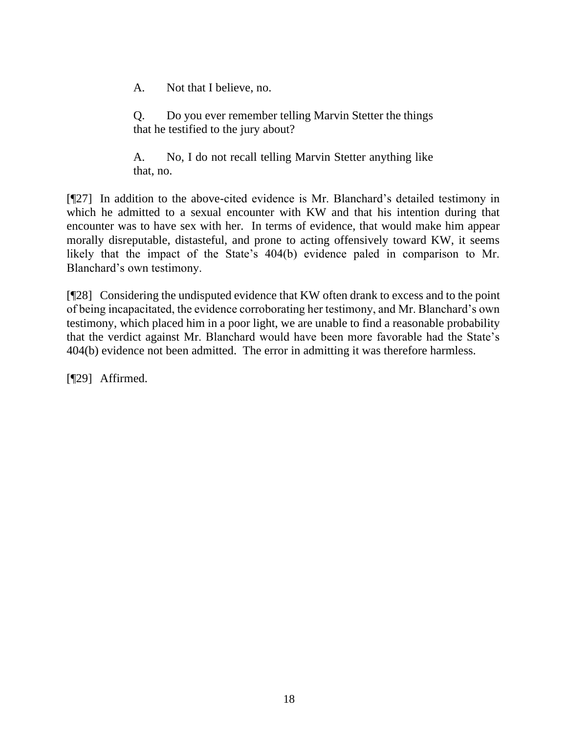> A. Not that I believe, no.
>
> Q. Do you ever remember telling Marvin Stetter the things that he testified to the jury about?
>
> A. No, I do not recall telling Marvin Stetter anything like that, no.

[¶27] In addition to the above-cited evidence is Mr. Blanchard's detailed testimony in which he admitted to a sexual encounter with KW and that his intention during that encounter was to have sex with her. In terms of evidence, that would make him appear morally disreputable, distasteful, and prone to acting offensively toward KW, it seems likely that the impact of the State's 404(b) evidence paled in comparison to Mr. Blanchard's own testimony.

[¶28] Considering the undisputed evidence that KW often drank to excess and to the point of being incapacitated, the evidence corroborating her testimony, and Mr. Blanchard's own testimony, which placed him in a poor light, we are unable to find a reasonable probability that the verdict against Mr. Blanchard would have been more favorable had the State's 404(b) evidence not been admitted. The error in admitting it was therefore harmless.

[¶29] Affirmed.